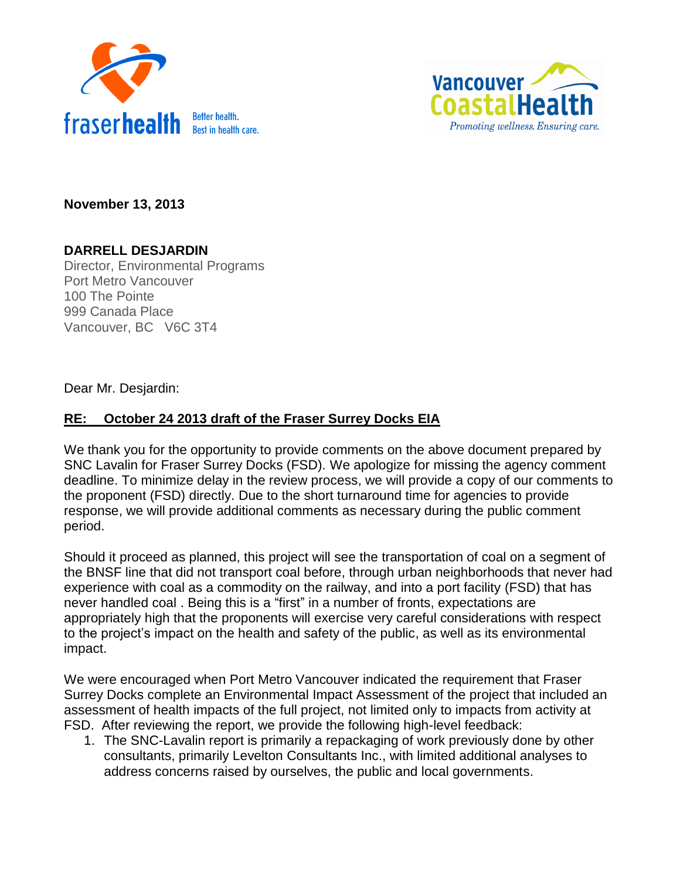fraserhealth Better health. Best in health care.

Vancouver CoastalHealth *Promoting wellness. Ensuring care.*

**November 13, 2013**

**DARRELL DESJARDIN**
Director, Environmental Programs
Port Metro Vancouver
100 The Pointe
999 Canada Place
Vancouver, BC V6C 3T4

Dear Mr. Desjardin:

**<u>RE: October 24 2013 draft of the Fraser Surrey Docks EIA</u>**

We thank you for the opportunity to provide comments on the above document prepared by SNC Lavalin for Fraser Surrey Docks (FSD). We apologize for missing the agency comment deadline. To minimize delay in the review process, we will provide a copy of our comments to the proponent (FSD) directly. Due to the short turnaround time for agencies to provide response, we will provide additional comments as necessary during the public comment period.

Should it proceed as planned, this project will see the transportation of coal on a segment of the BNSF line that did not transport coal before, through urban neighborhoods that never had experience with coal as a commodity on the railway, and into a port facility (FSD) that has never handled coal . Being this is a "first" in a number of fronts, expectations are appropriately high that the proponents will exercise very careful considerations with respect to the project's impact on the health and safety of the public, as well as its environmental impact.

We were encouraged when Port Metro Vancouver indicated the requirement that Fraser Surrey Docks complete an Environmental Impact Assessment of the project that included an assessment of health impacts of the full project, not limited only to impacts from activity at FSD. After reviewing the report, we provide the following high-level feedback:

1. The SNC-Lavalin report is primarily a repackaging of work previously done by other consultants, primarily Levelton Consultants Inc., with limited additional analyses to address concerns raised by ourselves, the public and local governments.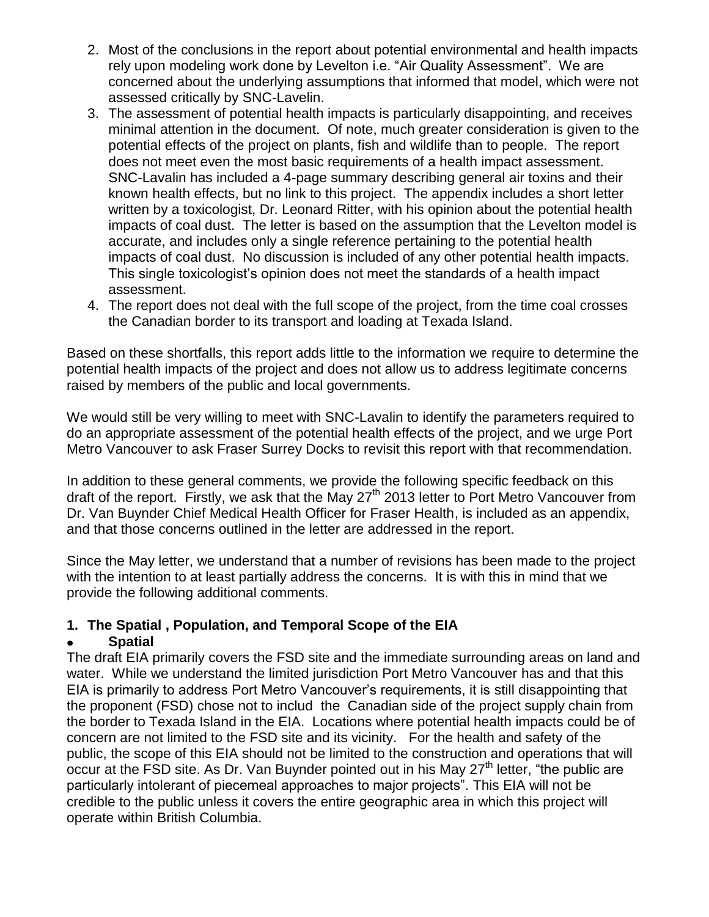2. Most of the conclusions in the report about potential environmental and health impacts rely upon modeling work done by Levelton i.e. "Air Quality Assessment". We are concerned about the underlying assumptions that informed that model, which were not assessed critically by SNC-Lavelin.
3. The assessment of potential health impacts is particularly disappointing, and receives minimal attention in the document. Of note, much greater consideration is given to the potential effects of the project on plants, fish and wildlife than to people. The report does not meet even the most basic requirements of a health impact assessment. SNC-Lavelin has included a 4-page summary describing general air toxins and their known health effects, but no link to this project. The appendix includes a short letter written by a toxicologist, Dr. Leonard Ritter, with his opinion about the potential health impacts of coal dust. The letter is based on the assumption that the Levelton model is accurate, and includes only a single reference pertaining to the potential health impacts of coal dust. No discussion is included of any other potential health impacts. This single toxicologist's opinion does not meet the standards of a health impact assessment.
4. The report does not deal with the full scope of the project, from the time coal crosses the Canadian border to its transport and loading at Texada Island.

Based on these shortfalls, this report adds little to the information we require to determine the potential health impacts of the project and does not allow us to address legitimate concerns raised by members of the public and local governments.

We would still be very willing to meet with SNC-Lavelin to identify the parameters required to do an appropriate assessment of the potential health effects of the project, and we urge Port Metro Vancouver to ask Fraser Surrey Docks to revisit this report with that recommendation.

In addition to these general comments, we provide the following specific feedback on this draft of the report. Firstly, we ask that the May 27th 2013 letter to Port Metro Vancouver from Dr. Van Buynder Chief Medical Health Officer for Fraser Health, is included as an appendix, and that those concerns outlined in the letter are addressed in the report.

Since the May letter, we understand that a number of revisions has been made to the project with the intention to at least partially address the concerns. It is with this in mind that we provide the following additional comments.

**1. The Spatial , Population, and Temporal Scope of the EIA**

- **Spatial**

The draft EIA primarily covers the FSD site and the immediate surrounding areas on land and water. While we understand the limited jurisdiction Port Metro Vancouver has and that this EIA is primarily to address Port Metro Vancouver's requirements, it is still disappointing that the proponent (FSD) chose not to includ the Canadian side of the project supply chain from the border to Texada Island in the EIA. Locations where potential health impacts could be of concern are not limited to the FSD site and its vicinity. For the health and safety of the public, the scope of this EIA should not be limited to the construction and operations that will occur at the FSD site. As Dr. Van Buynder pointed out in his May 27th letter, "the public are particularly intolerant of piecemeal approaches to major projects". This EIA will not be credible to the public unless it covers the entire geographic area in which this project will operate within British Columbia.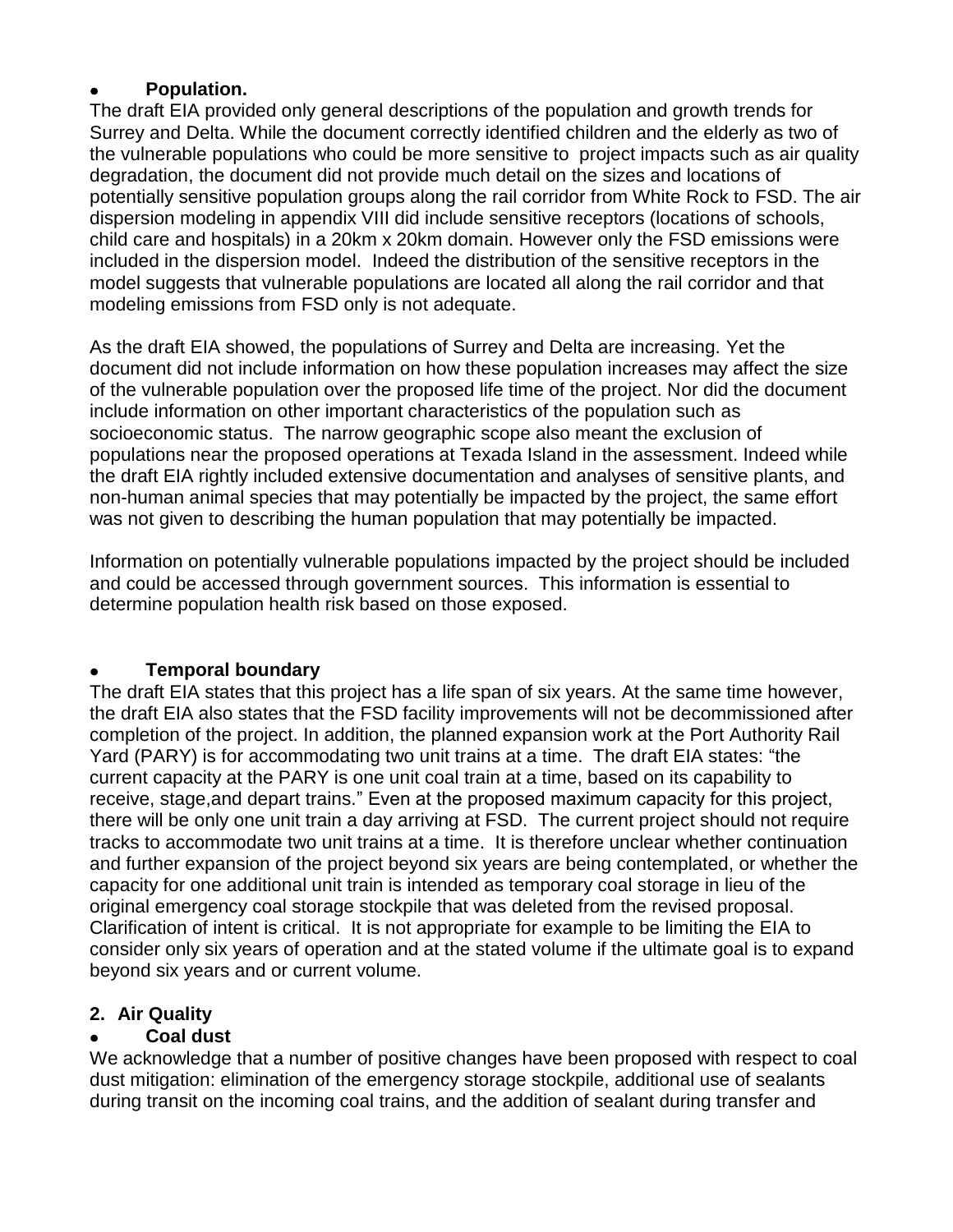- **Population.**

The draft EIA provided only general descriptions of the population and growth trends for Surrey and Delta. While the document correctly identified children and the elderly as two of the vulnerable populations who could be more sensitive to project impacts such as air quality degradation, the document did not provide much detail on the sizes and locations of potentially sensitive population groups along the rail corridor from White Rock to FSD. The air dispersion modeling in appendix VIII did include sensitive receptors (locations of schools, child care and hospitals) in a 20km x 20km domain. However only the FSD emissions were included in the dispersion model. Indeed the distribution of the sensitive receptors in the model suggests that vulnerable populations are located all along the rail corridor and that modeling emissions from FSD only is not adequate.

As the draft EIA showed, the populations of Surrey and Delta are increasing. Yet the document did not include information on how these population increases may affect the size of the vulnerable population over the proposed life time of the project. Nor did the document include information on other important characteristics of the population such as socioeconomic status. The narrow geographic scope also meant the exclusion of populations near the proposed operations at Texada Island in the assessment. Indeed while the draft EIA rightly included extensive documentation and analyses of sensitive plants, and non-human animal species that may potentially be impacted by the project, the same effort was not given to describing the human population that may potentially be impacted.

Information on potentially vulnerable populations impacted by the project should be included and could be accessed through government sources. This information is essential to determine population health risk based on those exposed.

- **Temporal boundary**

The draft EIA states that this project has a life span of six years. At the same time however, the draft EIA also states that the FSD facility improvements will not be decommissioned after completion of the project. In addition, the planned expansion work at the Port Authority Rail Yard (PARY) is for accommodating two unit trains at a time. The draft EIA states: "the current capacity at the PARY is one unit coal train at a time, based on its capability to receive, stage,and depart trains." Even at the proposed maximum capacity for this project, there will be only one unit train a day arriving at FSD. The current project should not require tracks to accommodate two unit trains at a time. It is therefore unclear whether continuation and further expansion of the project beyond six years are being contemplated, or whether the capacity for one additional unit train is intended as temporary coal storage in lieu of the original emergency coal storage stockpile that was deleted from the revised proposal. Clarification of intent is critical. It is not appropriate for example to be limiting the EIA to consider only six years of operation and at the stated volume if the ultimate goal is to expand beyond six years and or current volume.

## 2. Air Quality

- **Coal dust**

We acknowledge that a number of positive changes have been proposed with respect to coal dust mitigation: elimination of the emergency storage stockpile, additional use of sealants during transit on the incoming coal trains, and the addition of sealant during transfer and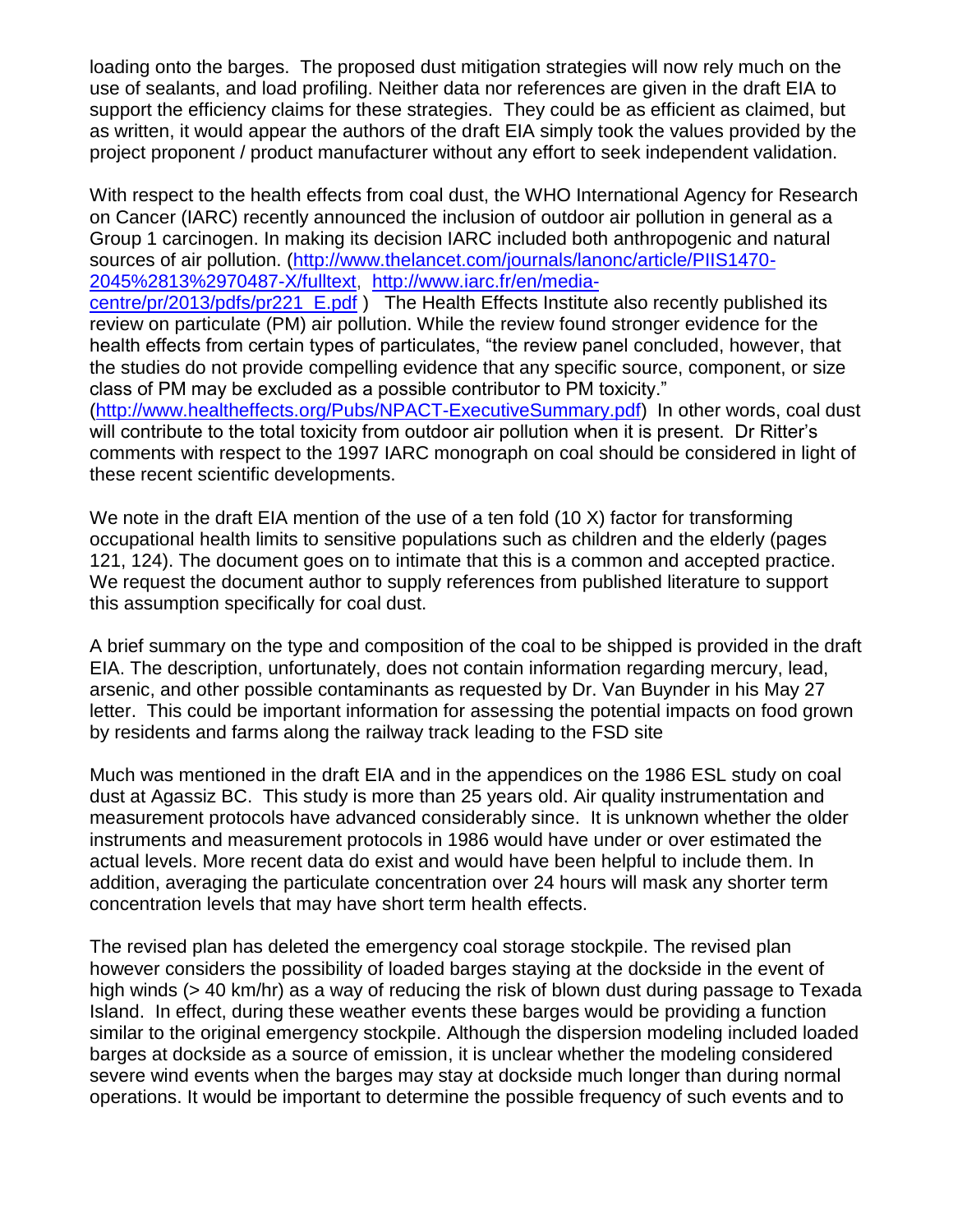loading onto the barges. The proposed dust mitigation strategies will now rely much on the use of sealants, and load profiling. Neither data nor references are given in the draft EIA to support the efficiency claims for these strategies. They could be as efficient as claimed, but as written, it would appear the authors of the draft EIA simply took the values provided by the project proponent / product manufacturer without any effort to seek independent validation.

With respect to the health effects from coal dust, the WHO International Agency for Research on Cancer (IARC) recently announced the inclusion of outdoor air pollution in general as a Group 1 carcinogen. In making its decision IARC included both anthropogenic and natural sources of air pollution. (http://www.thelancet.com/journals/lanonc/article/PIIS1470-2045%2813%2970487-X/fulltext, http://www.iarc.fr/en/media-centre/pr/2013/pdfs/pr221_E.pdf ) The Health Effects Institute also recently published its review on particulate (PM) air pollution. While the review found stronger evidence for the health effects from certain types of particulates, "the review panel concluded, however, that the studies do not provide compelling evidence that any specific source, component, or size class of PM may be excluded as a possible contributor to PM toxicity." (http://www.healtheffects.org/Pubs/NPACT-ExecutiveSummary.pdf) In other words, coal dust will contribute to the total toxicity from outdoor air pollution when it is present. Dr Ritter's comments with respect to the 1997 IARC monograph on coal should be considered in light of these recent scientific developments.

We note in the draft EIA mention of the use of a ten fold (10 X) factor for transforming occupational health limits to sensitive populations such as children and the elderly (pages 121, 124). The document goes on to intimate that this is a common and accepted practice. We request the document author to supply references from published literature to support this assumption specifically for coal dust.

A brief summary on the type and composition of the coal to be shipped is provided in the draft EIA. The description, unfortunately, does not contain information regarding mercury, lead, arsenic, and other possible contaminants as requested by Dr. Van Buynder in his May 27 letter. This could be important information for assessing the potential impacts on food grown by residents and farms along the railway track leading to the FSD site

Much was mentioned in the draft EIA and in the appendices on the 1986 ESL study on coal dust at Agassiz BC. This study is more than 25 years old. Air quality instrumentation and measurement protocols have advanced considerably since. It is unknown whether the older instruments and measurement protocols in 1986 would have under or over estimated the actual levels. More recent data do exist and would have been helpful to include them. In addition, averaging the particulate concentration over 24 hours will mask any shorter term concentration levels that may have short term health effects.

The revised plan has deleted the emergency coal storage stockpile. The revised plan however considers the possibility of loaded barges staying at the dockside in the event of high winds (> 40 km/hr) as a way of reducing the risk of blown dust during passage to Texada Island. In effect, during these weather events these barges would be providing a function similar to the original emergency stockpile. Although the dispersion modeling included loaded barges at dockside as a source of emission, it is unclear whether the modeling considered severe wind events when the barges may stay at dockside much longer than during normal operations. It would be important to determine the possible frequency of such events and to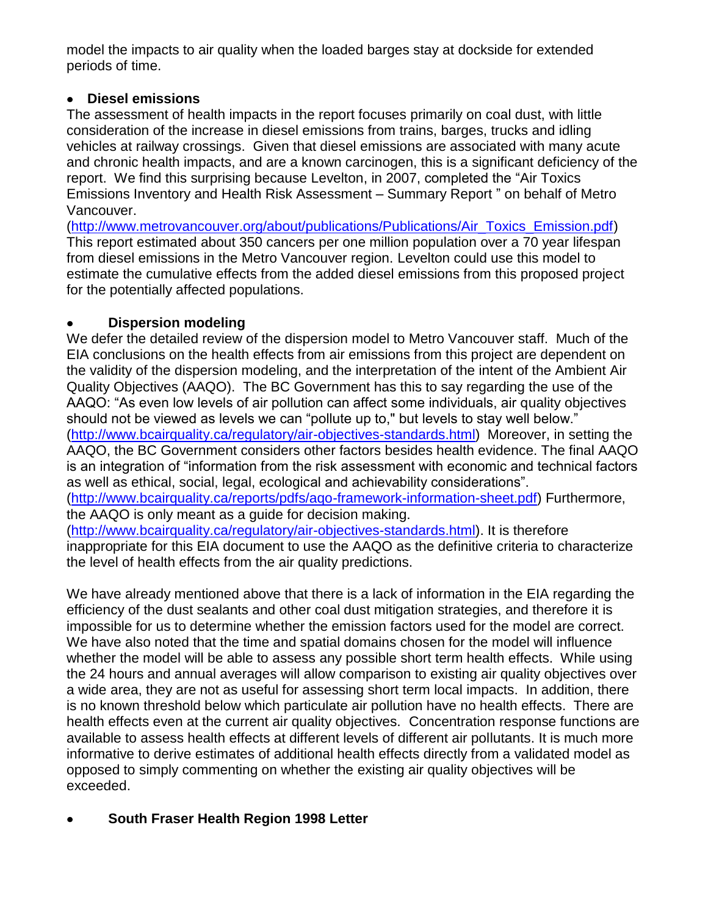model the impacts to air quality when the loaded barges stay at dockside for extended periods of time.

- **Diesel emissions**

The assessment of health impacts in the report focuses primarily on coal dust, with little consideration of the increase in diesel emissions from trains, barges, trucks and idling vehicles at railway crossings. Given that diesel emissions are associated with many acute and chronic health impacts, and are a known carcinogen, this is a significant deficiency of the report. We find this surprising because Levelton, in 2007, completed the "Air Toxics Emissions Inventory and Health Risk Assessment – Summary Report " on behalf of Metro Vancouver.
(http://www.metrovancouver.org/about/publications/Publications/Air_Toxics_Emission.pdf) This report estimated about 350 cancers per one million population over a 70 year lifespan from diesel emissions in the Metro Vancouver region. Levelton could use this model to estimate the cumulative effects from the added diesel emissions from this proposed project for the potentially affected populations.

- **Dispersion modeling**

We defer the detailed review of the dispersion model to Metro Vancouver staff. Much of the EIA conclusions on the health effects from air emissions from this project are dependent on the validity of the dispersion modeling, and the interpretation of the intent of the Ambient Air Quality Objectives (AAQO). The BC Government has this to say regarding the use of the AAQO: "As even low levels of air pollution can affect some individuals, air quality objectives should not be viewed as levels we can "pollute up to," but levels to stay well below."
(http://www.bcairquality.ca/regulatory/air-objectives-standards.html) Moreover, in setting the AAQO, the BC Government considers other factors besides health evidence. The final AAQO is an integration of "information from the risk assessment with economic and technical factors as well as ethical, social, legal, ecological and achievability considerations".
(http://www.bcairquality.ca/reports/pdfs/aqo-framework-information-sheet.pdf) Furthermore, the AAQO is only meant as a guide for decision making.
(http://www.bcairquality.ca/regulatory/air-objectives-standards.html). It is therefore inappropriate for this EIA document to use the AAQO as the definitive criteria to characterize the level of health effects from the air quality predictions.

We have already mentioned above that there is a lack of information in the EIA regarding the efficiency of the dust sealants and other coal dust mitigation strategies, and therefore it is impossible for us to determine whether the emission factors used for the model are correct. We have also noted that the time and spatial domains chosen for the model will influence whether the model will be able to assess any possible short term health effects. While using the 24 hours and annual averages will allow comparison to existing air quality objectives over a wide area, they are not as useful for assessing short term local impacts. In addition, there is no known threshold below which particulate air pollution have no health effects. There are health effects even at the current air quality objectives. Concentration response functions are available to assess health effects at different levels of different air pollutants. It is much more informative to derive estimates of additional health effects directly from a validated model as opposed to simply commenting on whether the existing air quality objectives will be exceeded.

- **South Fraser Health Region 1998 Letter**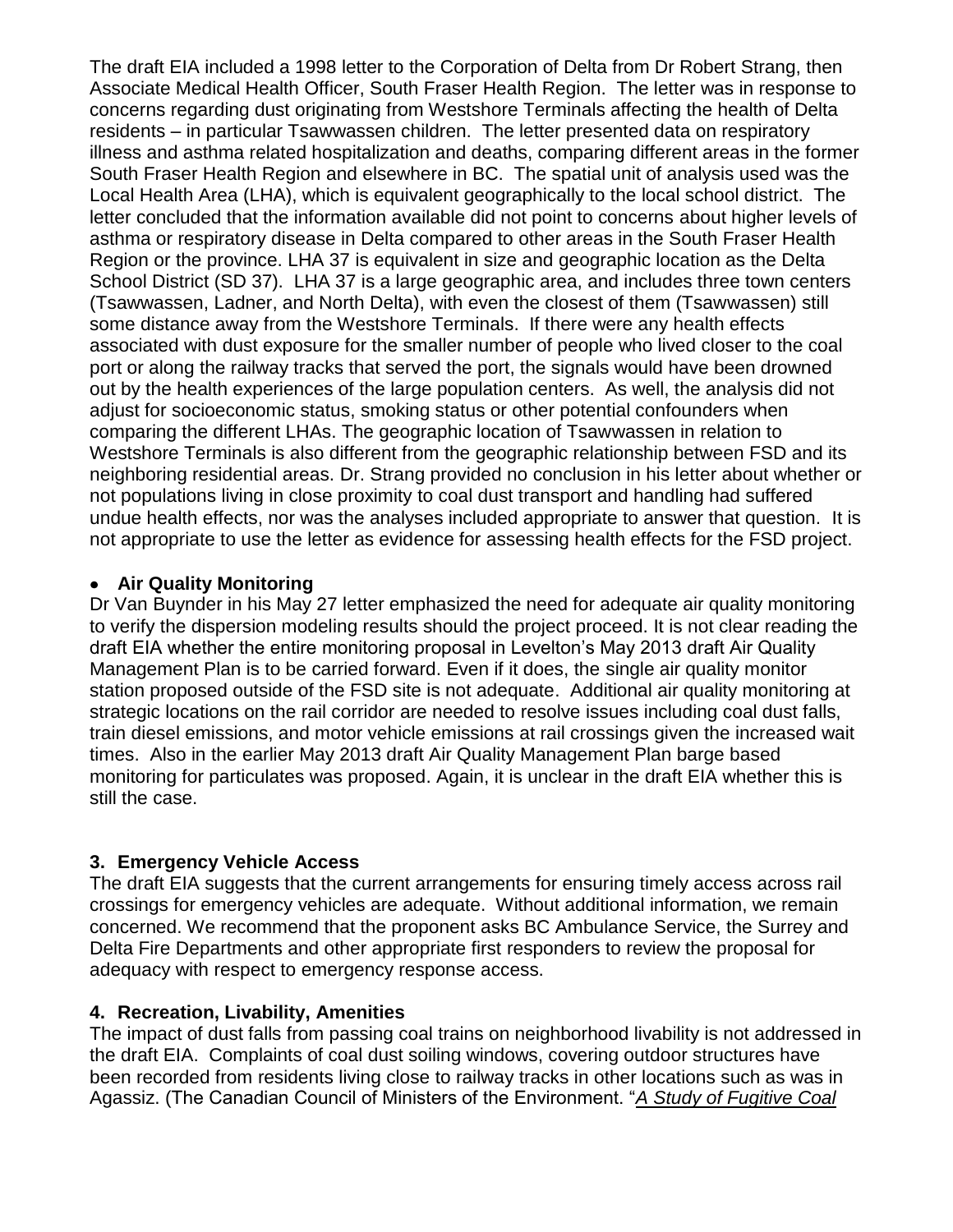The draft EIA included a 1998 letter to the Corporation of Delta from Dr Robert Strang, then Associate Medical Health Officer, South Fraser Health Region. The letter was in response to concerns regarding dust originating from Westshore Terminals affecting the health of Delta residents – in particular Tsawwassen children. The letter presented data on respiratory illness and asthma related hospitalization and deaths, comparing different areas in the former South Fraser Health Region and elsewhere in BC. The spatial unit of analysis used was the Local Health Area (LHA), which is equivalent geographically to the local school district. The letter concluded that the information available did not point to concerns about higher levels of asthma or respiratory disease in Delta compared to other areas in the South Fraser Health Region or the province. LHA 37 is equivalent in size and geographic location as the Delta School District (SD 37). LHA 37 is a large geographic area, and includes three town centers (Tsawwassen, Ladner, and North Delta), with even the closest of them (Tsawwassen) still some distance away from the Westshore Terminals. If there were any health effects associated with dust exposure for the smaller number of people who lived closer to the coal port or along the railway tracks that served the port, the signals would have been drowned out by the health experiences of the large population centers. As well, the analysis did not adjust for socioeconomic status, smoking status or other potential confounders when comparing the different LHAs. The geographic location of Tsawwassen in relation to Westshore Terminals is also different from the geographic relationship between FSD and its neighboring residential areas. Dr. Strang provided no conclusion in his letter about whether or not populations living in close proximity to coal dust transport and handling had suffered undue health effects, nor was the analyses included appropriate to answer that question. It is not appropriate to use the letter as evidence for assessing health effects for the FSD project.

- **Air Quality Monitoring**

Dr Van Buynder in his May 27 letter emphasized the need for adequate air quality monitoring to verify the dispersion modeling results should the project proceed. It is not clear reading the draft EIA whether the entire monitoring proposal in Levelton's May 2013 draft Air Quality Management Plan is to be carried forward. Even if it does, the single air quality monitor station proposed outside of the FSD site is not adequate. Additional air quality monitoring at strategic locations on the rail corridor are needed to resolve issues including coal dust falls, train diesel emissions, and motor vehicle emissions at rail crossings given the increased wait times. Also in the earlier May 2013 draft Air Quality Management Plan barge based monitoring for particulates was proposed. Again, it is unclear in the draft EIA whether this is still the case.

### 3. Emergency Vehicle Access

The draft EIA suggests that the current arrangements for ensuring timely access across rail crossings for emergency vehicles are adequate. Without additional information, we remain concerned. We recommend that the proponent asks BC Ambulance Service, the Surrey and Delta Fire Departments and other appropriate first responders to review the proposal for adequacy with respect to emergency response access.

### 4. Recreation, Livability, Amenities

The impact of dust falls from passing coal trains on neighborhood livability is not addressed in the draft EIA. Complaints of coal dust soiling windows, covering outdoor structures have been recorded from residents living close to railway tracks in other locations such as was in Agassiz. (The Canadian Council of Ministers of the Environment. "*A Study of Fugitive Coal*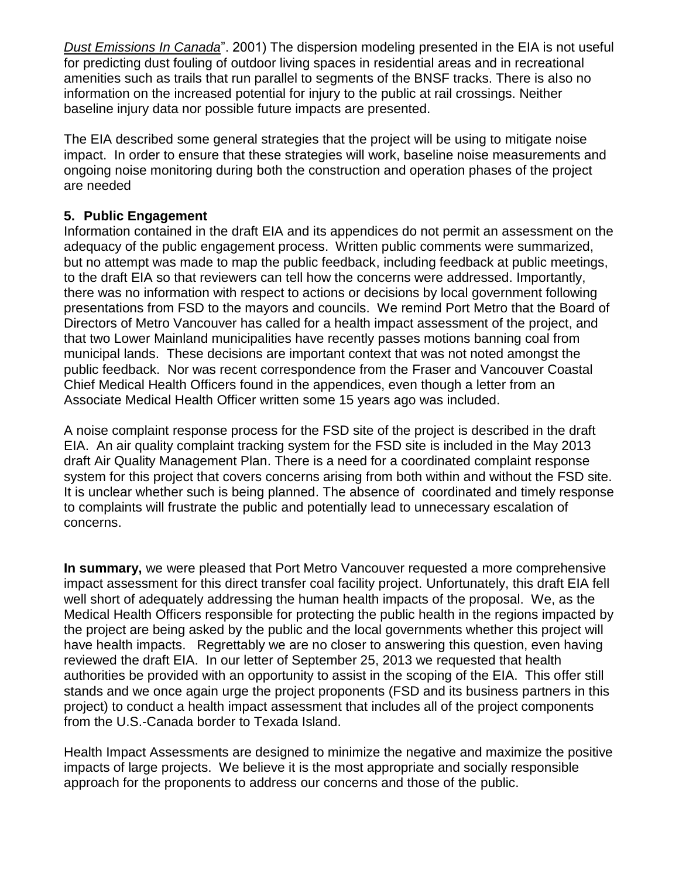*Dust Emissions In Canada*". 2001) The dispersion modeling presented in the EIA is not useful for predicting dust fouling of outdoor living spaces in residential areas and in recreational amenities such as trails that run parallel to segments of the BNSF tracks. There is also no information on the increased potential for injury to the public at rail crossings. Neither baseline injury data nor possible future impacts are presented.

The EIA described some general strategies that the project will be using to mitigate noise impact. In order to ensure that these strategies will work, baseline noise measurements and ongoing noise monitoring during both the construction and operation phases of the project are needed

**5. Public Engagement**

Information contained in the draft EIA and its appendices do not permit an assessment on the adequacy of the public engagement process. Written public comments were summarized, but no attempt was made to map the public feedback, including feedback at public meetings, to the draft EIA so that reviewers can tell how the concerns were addressed. Importantly, there was no information with respect to actions or decisions by local government following presentations from FSD to the mayors and councils. We remind Port Metro that the Board of Directors of Metro Vancouver has called for a health impact assessment of the project, and that two Lower Mainland municipalities have recently passes motions banning coal from municipal lands. These decisions are important context that was not noted amongst the public feedback. Nor was recent correspondence from the Fraser and Vancouver Coastal Chief Medical Health Officers found in the appendices, even though a letter from an Associate Medical Health Officer written some 15 years ago was included.

A noise complaint response process for the FSD site of the project is described in the draft EIA. An air quality complaint tracking system for the FSD site is included in the May 2013 draft Air Quality Management Plan. There is a need for a coordinated complaint response system for this project that covers concerns arising from both within and without the FSD site. It is unclear whether such is being planned. The absence of coordinated and timely response to complaints will frustrate the public and potentially lead to unnecessary escalation of concerns.

**In summary,** we were pleased that Port Metro Vancouver requested a more comprehensive impact assessment for this direct transfer coal facility project. Unfortunately, this draft EIA fell well short of adequately addressing the human health impacts of the proposal. We, as the Medical Health Officers responsible for protecting the public health in the regions impacted by the project are being asked by the public and the local governments whether this project will have health impacts. Regrettably we are no closer to answering this question, even having reviewed the draft EIA. In our letter of September 25, 2013 we requested that health authorities be provided with an opportunity to assist in the scoping of the EIA. This offer still stands and we once again urge the project proponents (FSD and its business partners in this project) to conduct a health impact assessment that includes all of the project components from the U.S.-Canada border to Texada Island.

Health Impact Assessments are designed to minimize the negative and maximize the positive impacts of large projects. We believe it is the most appropriate and socially responsible approach for the proponents to address our concerns and those of the public.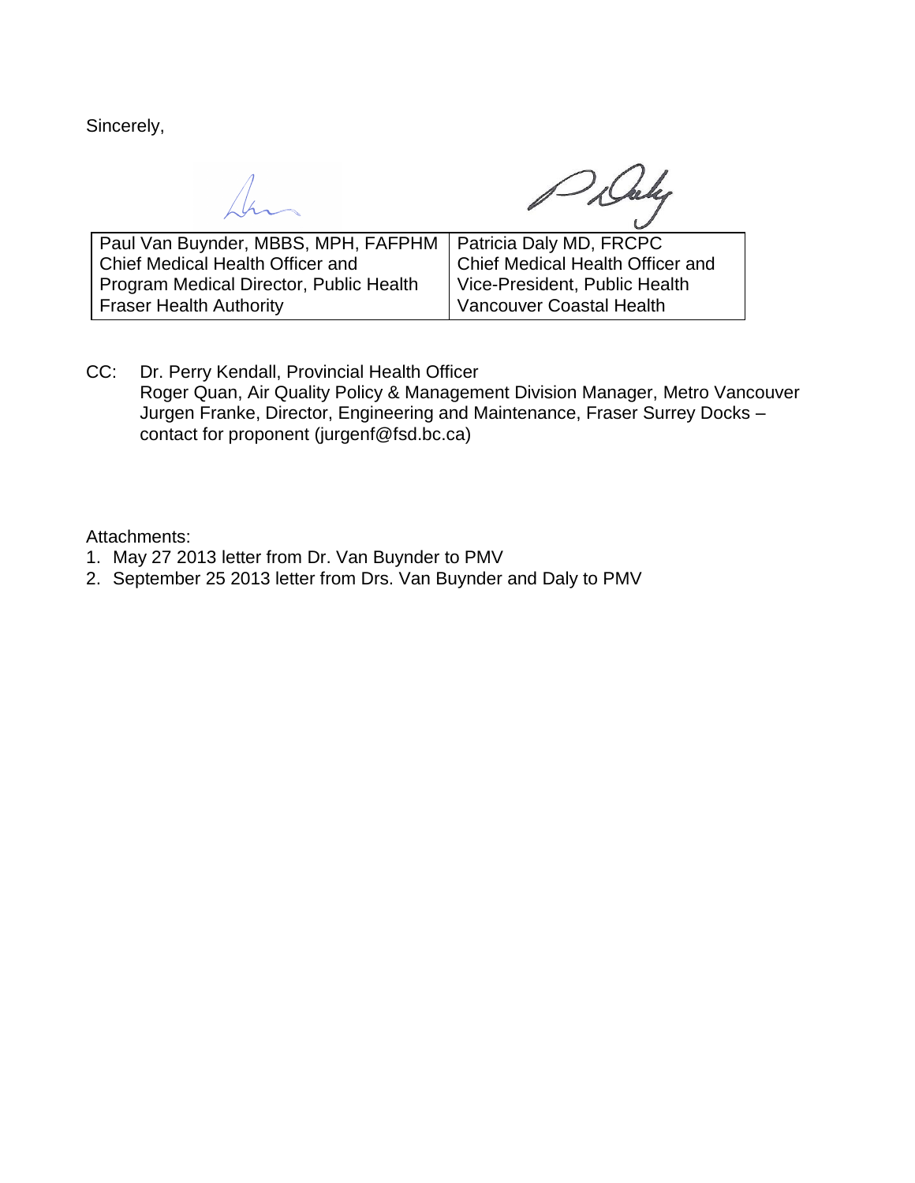Sincerely,

| | |
|---|---|
| Paul Van Buynder, MBBS, MPH, FAFPHM<br>Chief Medical Health Officer and<br>Program Medical Director, Public Health<br>Fraser Health Authority | Patricia Daly MD, FRCPC<br>Chief Medical Health Officer and<br>Vice-President, Public Health<br>Vancouver Coastal Health |

CC: Dr. Perry Kendall, Provincial Health Officer
Roger Quan, Air Quality Policy & Management Division Manager, Metro Vancouver
Jurgen Franke, Director, Engineering and Maintenance, Fraser Surrey Docks – contact for proponent (jurgenf@fsd.bc.ca)

Attachments:

1. May 27 2013 letter from Dr. Van Buynder to PMV
2. September 25 2013 letter from Drs. Van Buynder and Daly to PMV